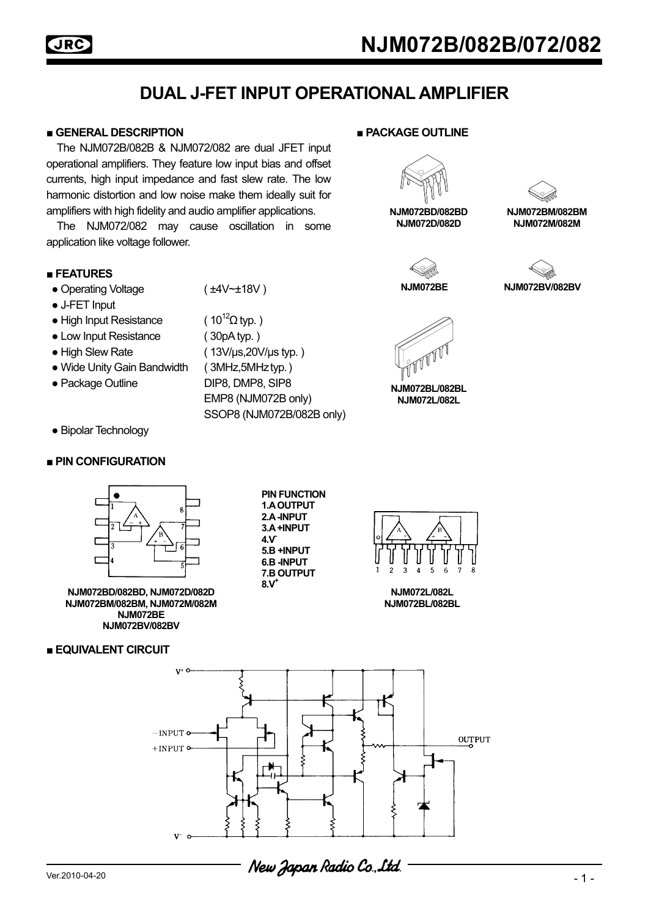# NJM072B/082B/072/082

## DUAL J-FET INPUT OPERATIONAL AMPLIFIER

### ■ GENERAL DESCRIPTION

The NJM072B/082B & NJM072/082 are dual JFET input operational amplifiers. They feature low input bias and offset currents, high input impedance and fast slew rate. The low harmonic distortion and low noise make them ideally suit for amplifiers with high fidelity and audio amplifier applications.

The NJM072/082 may cause oscillation in some application like voltage follower.

### ■ PACKAGE OUTLINE

NJM072BD/082BD
NJM072D/082D

NJM072BM/082BM
NJM072M/082M

NJM072BE

NJM072BV/082BV

NJM072BL/082BL
NJM072L/082L

### ■ FEATURES

- Operating Voltage ( ±4V~±18V )
- J-FET Input
- High Input Resistance ( $10^{12}\Omega$ typ. )
- Low Input Resistance ( 30pA typ. )
- High Slew Rate ( 13V/µs,20V/µs typ. )
- Wide Unity Gain Bandwidth ( 3MHz,5MHz typ. )
- Package Outline DIP8, DMP8, SIP8
  EMP8 (NJM072B only)
  SSOP8 (NJM072B/082B only)
- Bipolar Technology

### ■ PIN CONFIGURATION

**PIN FUNCTION**
1. A OUTPUT
2. A -INPUT
3. A +INPUT
4. $V^-$
5. B +INPUT
6. B -INPUT
7. B OUTPUT
8. $V^+$

NJM072BD/082BD, NJM072D/082D
NJM072BM/082BM, NJM072M/082M
NJM072BE
NJM072BV/082BV

NJM072L/082L
NJM072BL/082BL

### ■ EQUIVALENT CIRCUIT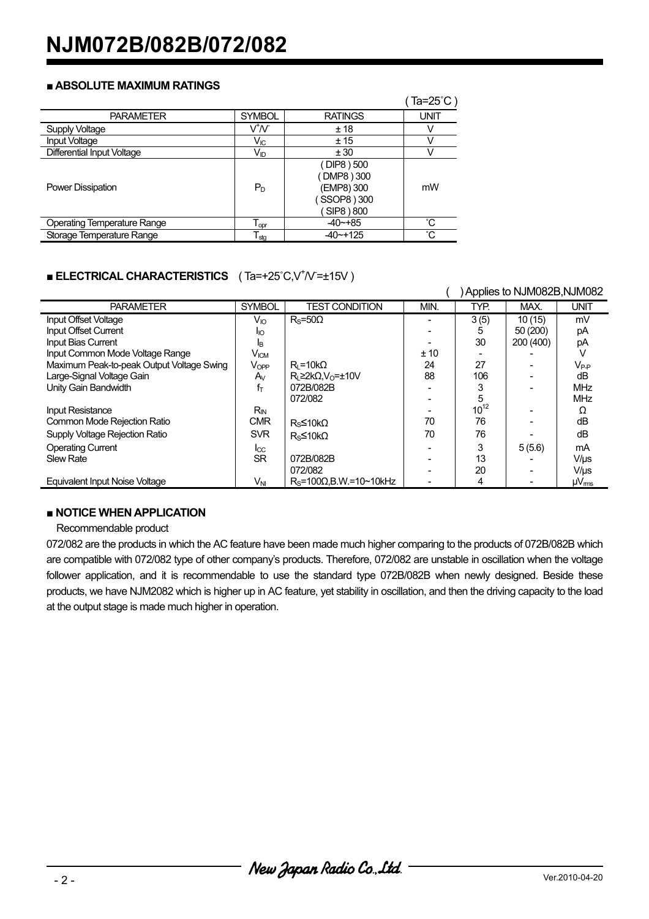## ■ ABSOLUTE MAXIMUM RATINGS

( Ta=25˚C )

| PARAMETER | SYMBOL | RATINGS | UNIT |
|---|---|---|---|
| Supply Voltage | $V^+/V^-$ | ± 18 | V |
| Input Voltage | $V_{IC}$ | ± 15 | V |
| Differential Input Voltage | $V_{ID}$ | ± 30 | V |
| Power Dissipation | $P_D$ | ( DIP8 ) 500<br>( DMP8 ) 300<br>(EMP8) 300<br>( SSOP8 ) 300<br>( SIP8 ) 800 | mW |
| Operating Temperature Range | $T_{opr}$ | -40~+85 | ˚C |
| Storage Temperature Range | $T_{stg}$ | -40~+125 | ˚C |

## ■ ELECTRICAL CHARACTERISTICS ( Ta=+25˚C, $V^+/V^-$=±15V )

( ) Applies to NJM082B,NJM082

| PARAMETER | SYMBOL | TEST CONDITION | MIN. | TYP. | MAX. | UNIT |
|---|---|---|---|---|---|---|
| Input Offset Voltage | $V_{IO}$ | $R_S$=50Ω | - | 3 (5) | 10 (15) | mV |
| Input Offset Current | $I_{IO}$ | | - | 5 | 50 (200) | pA |
| Input Bias Current | $I_B$ | | - | 30 | 200 (400) | pA |
| Input Common Mode Voltage Range | $V_{ICM}$ | | ± 10 | - | - | V |
| Maximum Peak-to-peak Output Voltage Swing | $V_{OPP}$ | $R_L$=10kΩ | 24 | 27 | - | $V_{P-P}$ |
| Large-Signal Voltage Gain | $A_V$ | $R_L$≥2kΩ, $V_O$=±10V | 88 | 106 | - | dB |
| Unity Gain Bandwidth | $f_T$ | 072B/082B | - | 3 | - | MHz |
| | | 072/082 | - | 5 | | MHz |
| Input Resistance | $R_{IN}$ | | - | $10^{12}$ | - | Ω |
| Common Mode Rejection Ratio | CMR | $R_S$≤10kΩ | 70 | 76 | - | dB |
| Supply Voltage Rejection Ratio | SVR | $R_S$≤10kΩ | 70 | 76 | - | dB |
| Operating Current | $I_{CC}$ | | - | 3 | 5 (5.6) | mA |
| Slew Rate | SR | 072B/082B | - | 13 | - | V/µs |
| | | 072/082 | - | 20 | - | V/µs |
| Equivalent Input Noise Voltage | $V_{NI}$ | $R_S$=100Ω, B.W.=10~10kHz | - | 4 | - | $\mu V_{rms}$ |

## ■ NOTICE WHEN APPLICATION

Recommendable product

072/082 are the products in which the AC feature have been made much higher comparing to the products of 072B/082B which are compatible with 072/082 type of other company's products. Therefore, 072/082 are unstable in oscillation when the voltage follower application, and it is recommendable to use the standard type 072B/082B when newly designed. Beside these products, we have NJM2082 which is higher up in AC feature, yet stability in oscillation, and then the driving capacity to the load at the output stage is made much higher in operation.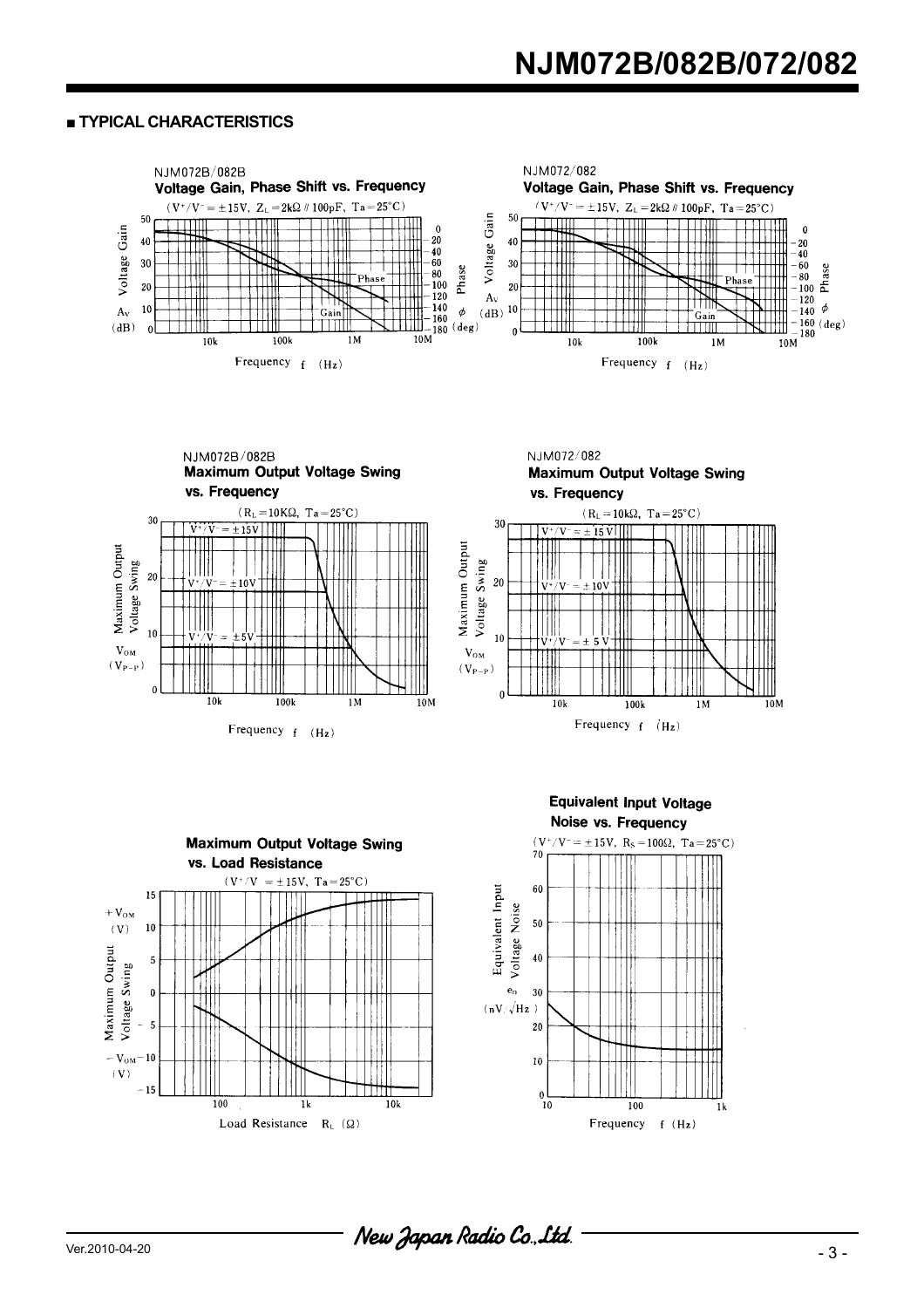■ TYPICAL CHARACTERISTICS

NJM072B/082B
**Voltage Gain, Phase Shift vs. Frequency**
($V^+/V^- = \pm 15V$, $Z_L = 2k\Omega$ // 100pF, Ta = 25°C)

NJM072/082
**Voltage Gain, Phase Shift vs. Frequency**
($V^+/V^- = \pm 15V$, $Z_L = 2k\Omega$ // 100pF, Ta = 25°C)

NJM072B/082B
**Maximum Output Voltage Swing vs. Frequency**
($R_L = 10K\Omega$, Ta = 25°C)

NJM072/082
**Maximum Output Voltage Swing vs. Frequency**
($R_L = 10k\Omega$, Ta = 25°C)

**Maximum Output Voltage Swing vs. Load Resistance**
($V^+/V^- = \pm 15V$, Ta = 25°C)

**Equivalent Input Voltage Noise vs. Frequency**
($V^+/V^- = \pm 15V$, $R_S = 100\Omega$, Ta = 25°C)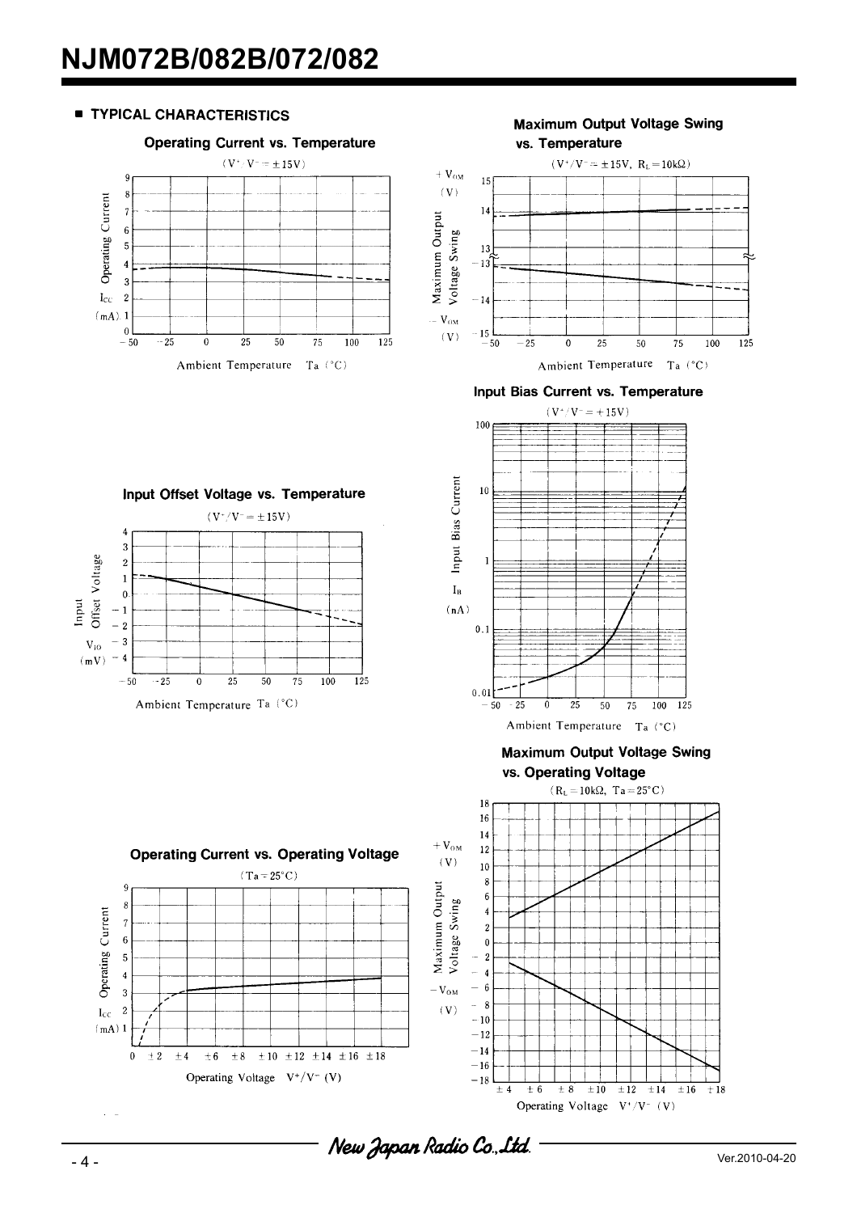## ■ TYPICAL CHARACTERISTICS

### Operating Current vs. Temperature

($V^+/V^- = \pm15V$)

Operating Current $I_{CC}$ (mA)

Ambient Temperature Ta (°C)

### Maximum Output Voltage Swing vs. Temperature

($V^+/V^- = \pm15V$, $R_L = 10k\Omega$)

Maximum Output Voltage Swing $+V_{OM}$ (V) / $-V_{OM}$ (V)

Ambient Temperature Ta (°C)

### Input Bias Current vs. Temperature

($V^+/V^- = +15V$)

Input Bias Current $I_B$ (nA)

Ambient Temperature Ta (°C)

### Input Offset Voltage vs. Temperature

($V^+/V^- = \pm15V$)

Input Offset Voltage $V_{IO}$ (mV)

Ambient Temperature Ta (°C)

### Maximum Output Voltage Swing vs. Operating Voltage

($R_L = 10k\Omega$, $Ta = 25°C$)

Maximum Output Voltage Swing $+V_{OM}$ (V) / $-V_{OM}$ (V)

Operating Voltage $V^+/V^-$ (V)

### Operating Current vs. Operating Voltage

($Ta = 25°C$)

Operating Current $I_{CC}$ (mA)

Operating Voltage $V^+/V^-$ (V)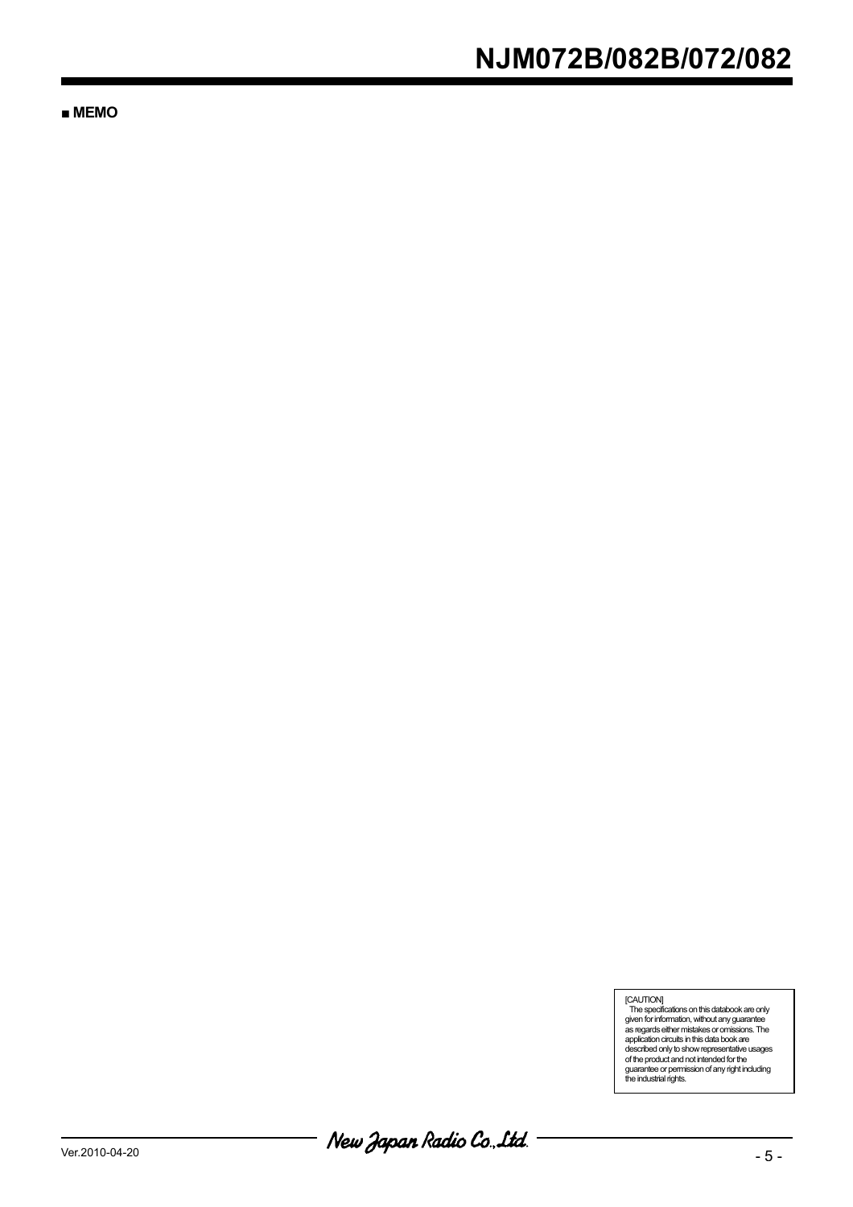■ MEMO

[CAUTION]
The specifications on this databook are only given for information, without any guarantee as regards either mistakes or omissions. The application circuits in this data book are described only to show representative usages of the product and not intended for the guarantee or permission of any right including the industrial rights.